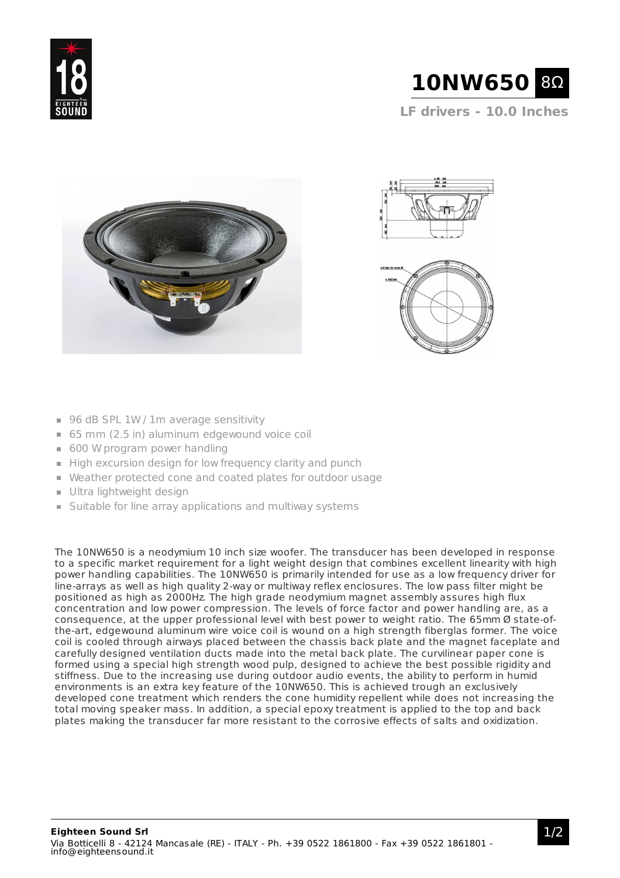# 10NW650 8Ω

**LF drivers - 10.0 Inches**

- 96 dB SPL 1W / 1m average sensitivity
- 65 mm (2.5 in) aluminum edgewound voice coil
- 600 W program power handling
- High excursion design for low frequency clarity and punch
- Weather protected cone and coated plates for outdoor usage
- Ultra lightweight design
- Suitable for line array applications and multiway systems

The 10NW650 is a neodymium 10 inch size woofer. The transducer has been developed in response to a specific market requirement for a light weight design that combines excellent linearity with high power handling capabilities. The 10NW650 is primarily intended for use as a low frequency driver for line-arrays as well as high quality 2-way or multiway reflex enclosures. The low pass filter might be positioned as high as 2000Hz. The high grade neodymium magnet assembly assures high flux concentration and low power compression. The levels of force factor and power handling are, as a consequence, at the upper professional level with best power to weight ratio. The 65mm Ø state-of-the-art, edgewound aluminum wire voice coil is wound on a high strength fiberglas former. The voice coil is cooled through airways placed between the chassis back plate and the magnet faceplate and carefully designed ventilation ducts made into the metal back plate. The curvilinear paper cone is formed using a special high strength wood pulp, designed to achieve the best possible rigidity and stiffness. Due to the increasing use during outdoor audio events, the ability to perform in humid environments is an extra key feature of the 10NW650. This is achieved trough an exclusively developed cone treatment which renders the cone humidity repellent while does not increasing the total moving speaker mass. In addition, a special epoxy treatment is applied to the top and back plates making the transducer far more resistant to the corrosive effects of salts and oxidization.

**Eighteen Sound Srl**
Via Botticelli 8 - 42124 Mancasale (RE) - ITALY - Ph. +39 0522 1861800 - Fax +39 0522 1861801 - info@eighteensound.it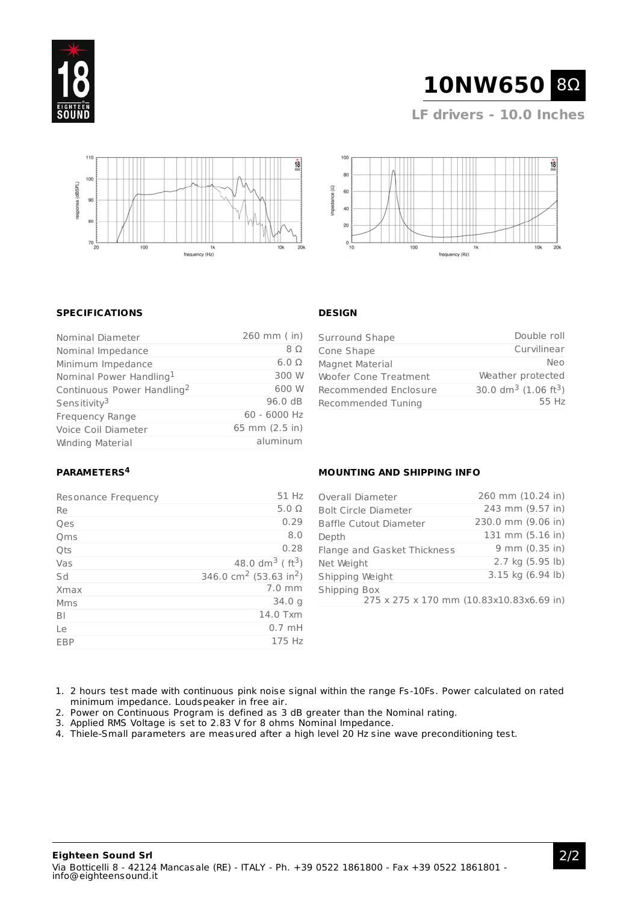# 10NW650 8Ω

LF drivers - 10.0 Inches

110
100
90
80
70
response (dBSPL)
20
100
1k
10k
20k
frequency (Hz)

100
80
60
40
20
0
impedance (Ω)
10
100
1k
10k
20k
frequency (Hz)

## SPECIFICATIONS

| | |
|---|---|
| Nominal Diameter | 260 mm ( in) |
| Nominal Impedance | 8 Ω |
| Minimum Impedance | 6.0 Ω |
| Nominal Power Handling[1] | 300 W |
| Continuous Power Handling[2] | 600 W |
| Sensitivity[3] | 96.0 dB |
| Frequency Range | 60 - 6000 Hz |
| Voice Coil Diameter | 65 mm (2.5 in) |
| Winding Material | aluminum |

## DESIGN

| | |
|---|---|
| Surround Shape | Double roll |
| Cone Shape | Curvilinear |
| Magnet Material | Neo |
| Woofer Cone Treatment | Weather protected |
| Recommended Enclosure | 30.0 $dm^3$ (1.06 $ft^3$) |
| Recommended Tuning | 55 Hz |

## PARAMETERS[4]

| | |
|---|---|
| Resonance Frequency | 51 Hz |
| Re | 5.0 Ω |
| Qes | 0.29 |
| Qms | 8.0 |
| Qts | 0.28 |
| Vas | 48.0 $dm^3$ ( $ft^3$) |
| Sd | 346.0 $cm^2$ (53.63 $in^2$) |
| Xmax | 7.0 mm |
| Mms | 34.0 g |
| Bl | 14.0 Txm |
| Le | 0.7 mH |
| EBP | 175 Hz |

## MOUNTING AND SHIPPING INFO

| | |
|---|---|
| Overall Diameter | 260 mm (10.24 in) |
| Bolt Circle Diameter | 243 mm (9.57 in) |
| Baffle Cutout Diameter | 230.0 mm (9.06 in) |
| Depth | 131 mm (5.16 in) |
| Flange and Gasket Thickness | 9 mm (0.35 in) |
| Net Weight | 2.7 kg (5.95 lb) |
| Shipping Weight | 3.15 kg (6.94 lb) |
| Shipping Box | 275 x 275 x 170 mm (10.83x10.83x6.69 in) |

1. 2 hours test made with continuous pink noise signal within the range Fs-10Fs. Power calculated on rated minimum impedance. Loudspeaker in free air.
2. Power on Continuous Program is defined as 3 dB greater than the Nominal rating.
3. Applied RMS Voltage is set to 2.83 V for 8 ohms Nominal Impedance.
4. Thiele-Small parameters are measured after a high level 20 Hz sine wave preconditioning test.

**Eighteen Sound Srl**
Via Botticelli 8 - 42124 Mancasale (RE) - ITALY - Ph. +39 0522 1861800 - Fax +39 0522 1861801 - info@eighteensound.it